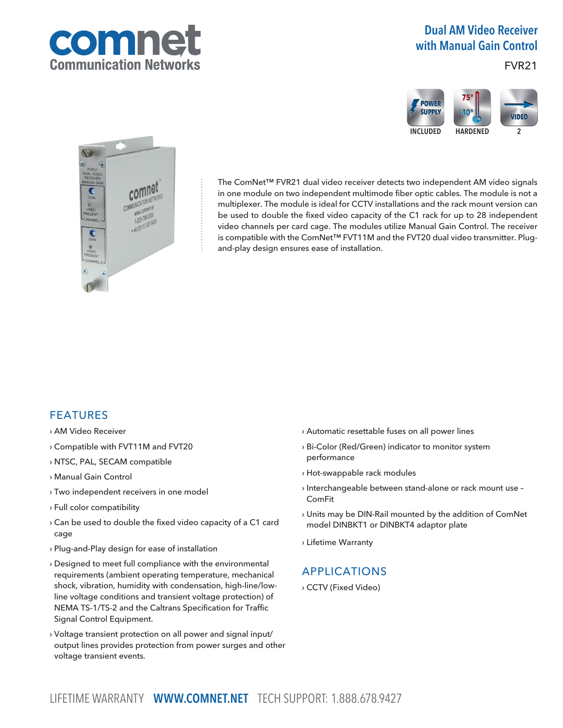# Dual AM Video Receiver with Manual Gain Control

FVR21

INCLUDED HARDENED 2

The ComNet™ FVR21 dual video receiver detects two independent AM video signals in one module on two independent multimode fiber optic cables. The module is not a multiplexer. The module is ideal for CCTV installations and the rack mount version can be used to double the fixed video capacity of the C1 rack for up to 28 independent video channels per card cage. The modules utilize Manual Gain Control. The receiver is compatible with the ComNet™ FVT11M and the FVT20 dual video transmitter. Plug-and-play design ensures ease of installation.

## FEATURES

- › AM Video Receiver
- › Compatible with FVT11M and FVT20
- › NTSC, PAL, SECAM compatible
- › Manual Gain Control
- › Two independent receivers in one model
- › Full color compatibility
- › Can be used to double the fixed video capacity of a C1 card cage
- › Plug-and-Play design for ease of installation
- › Designed to meet full compliance with the environmental requirements (ambient operating temperature, mechanical shock, vibration, humidity with condensation, high-line/low-line voltage conditions and transient voltage protection) of NEMA TS-1/TS-2 and the Caltrans Specification for Traffic Signal Control Equipment.
- › Voltage transient protection on all power and signal input/output lines provides protection from power surges and other voltage transient events.
- › Automatic resettable fuses on all power lines
- › Bi-Color (Red/Green) indicator to monitor system performance
- › Hot-swappable rack modules
- › Interchangeable between stand-alone or rack mount use – ComFit
- › Units may be DIN-Rail mounted by the addition of ComNet model DINBKT1 or DINBKT4 adaptor plate
- › Lifetime Warranty

## APPLICATIONS

- › CCTV (Fixed Video)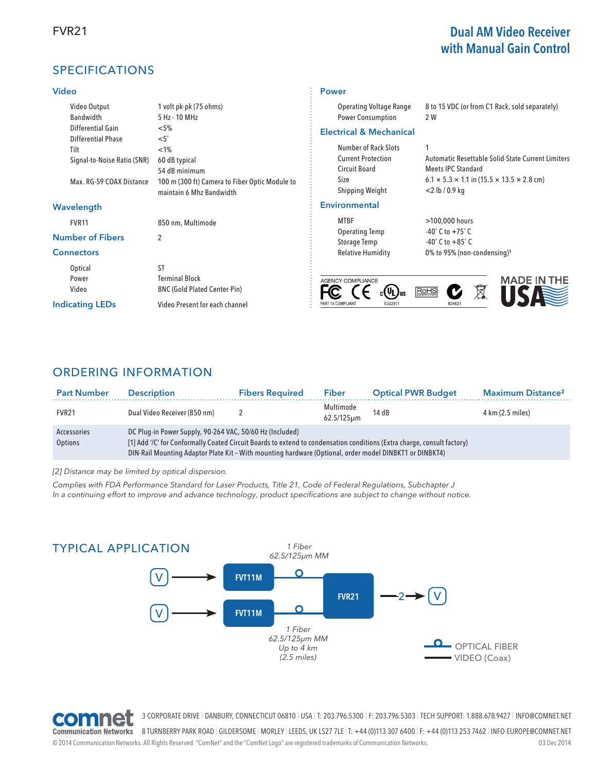# Dual AM Video Receiver with Manual Gain Control

FVR21

## SPECIFICATIONS

### Video

| | |
|---|---|
| Video Output | 1 volt pk-pk (75 ohms) |
| Bandwidth | 5 Hz - 10 MHz |
| Differential Gain | <5% |
| Differential Phase | <5° |
| Tilt | <1% |
| Signal-to-Noise Ratio (SNR) | 60 dB typical<br>54 dB minimum |
| Max. RG-59 COAX Distance | 100 m (300 ft) Camera to Fiber Optic Module to maintain 6 Mhz Bandwidth |

### Wavelength

| | |
|---|---|
| FVR11 | 850 nm, Multimode |

### Number of Fibers

2

### Connectors

| | |
|---|---|
| Optical | ST |
| Power | Terminal Block |
| Video | BNC (Gold Plated Center-Pin) |

### Indicating LEDs

Video Present for each channel

### Power

| | |
|---|---|
| Operating Voltage Range | 8 to 15 VDC (or from C1 Rack, sold separately) |
| Power Consumption | 2 W |

### Electrical & Mechanical

| | |
|---|---|
| Number of Rack Slots | 1 |
| Current Protection | Automatic Resettable Solid-State Current Limiters |
| Circuit Board | Meets IPC Standard |
| Size | 6.1 × 5.3 × 1.1 in (15.5 × 13.5 × 2.8 cm) |
| Shipping Weight | <2 lb / 0.9 kg |

### Environmental

| | |
|---|---|
| MTBF | >100,000 hours |
| Operating Temp | -40° C to +75° C |
| Storage Temp | -40° C to +85° C |
| Relative Humidity | 0% to 95% (non-condensing)[1] |

AGENCY COMPLIANCE

PART 15 COMPLIANT E322911 N24621

MADE IN THE USA

## ORDERING INFORMATION

| Part Number | Description | Fibers Required | Fiber | Optical PWR Budget | Maximum Distance[2] |
|---|---|---|---|---|---|
| FVR21 | Dual Video Receiver (850 nm) | 2 | Multimode 62.5/125μm | 14 dB | 4 km (2.5 miles) |

| | |
|---|---|
| Accessories<br>Options | DC Plug-in Power Supply, 90-264 VAC, 50/60 Hz (Included)<br>[1] Add '/C' for Conformally Coated Circuit Boards to extend to condensation conditions (Extra charge, consult factory)<br>DIN-Rail Mounting Adaptor Plate Kit - With mounting hardware (Optional, order model DINBKT1 or DINBKT4) |

*[2] Distance may be limited by optical dispersion.*

*Complies with FDA Performance Standard for Laser Products, Title 21, Code of Federal Regulations, Subchapter J*
*In a continuing effort to improve and advance technology, product specifications are subject to change without notice.*

## TYPICAL APPLICATION

1 Fiber
62.5/125μm MM

V
FVT11M
V
FVT11M
FVR21
2
V

1 Fiber
62.5/125μm MM
Up to 4 km
(2.5 miles)

OPTICAL FIBER
VIDEO (Coax)

comnet Communication Networks

3 CORPORATE DRIVE | DANBURY, CONNECTICUT 06810 | USA | T: 203.796.5300 | F: 203.796.5303 | TECH SUPPORT: 1.888.678.9427 | INFO@COMNET.NET

8 TURNBERRY PARK ROAD | GILDERSOME | MORLEY | LEEDS, UK LS27 7LE | T: +44 (0)113 307 6400 | F: +44 (0)113 253 7462 | INFO-EUROPE@COMNET.NET

© 2014 Communication Networks. All Rights Reserved. "ComNet" and the "ComNet Logo" are registered trademarks of Communication Networks. 03 Dec 2014